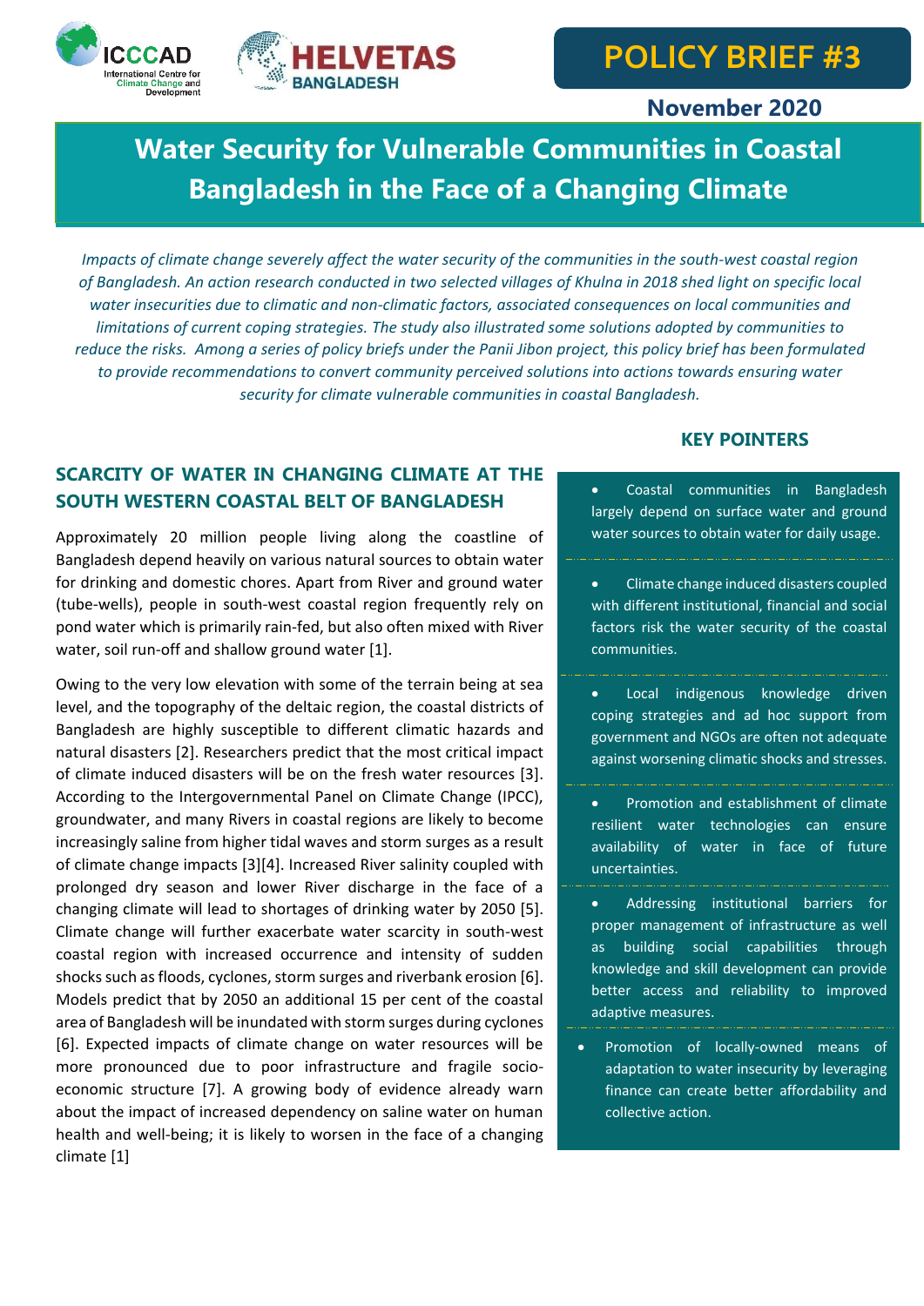ICCCAD International Centre for Climate Change and Development

HELVETAS BANGLADESH

**POLICY BRIEF #3**

**November 2020**

# Water Security for Vulnerable Communities in Coastal Bangladesh in the Face of a Changing Climate

*Impacts of climate change severely affect the water security of the communities in the south-west coastal region of Bangladesh. An action research conducted in two selected villages of Khulna in 2018 shed light on specific local water insecurities due to climatic and non-climatic factors, associated consequences on local communities and limitations of current coping strategies. The study also illustrated some solutions adopted by communities to reduce the risks. Among a series of policy briefs under the Panii Jibon project, this policy brief has been formulated to provide recommendations to convert community perceived solutions into actions towards ensuring water security for climate vulnerable communities in coastal Bangladesh.*

## SCARCITY OF WATER IN CHANGING CLIMATE AT THE SOUTH WESTERN COASTAL BELT OF BANGLADESH

Approximately 20 million people living along the coastline of Bangladesh depend heavily on various natural sources to obtain water for drinking and domestic chores. Apart from River and ground water (tube-wells), people in south-west coastal region frequently rely on pond water which is primarily rain-fed, but also often mixed with River water, soil run-off and shallow ground water [1].

Owing to the very low elevation with some of the terrain being at sea level, and the topography of the deltaic region, the coastal districts of Bangladesh are highly susceptible to different climatic hazards and natural disasters [2]. Researchers predict that the most critical impact of climate induced disasters will be on the fresh water resources [3]. According to the Intergovernmental Panel on Climate Change (IPCC), groundwater, and many Rivers in coastal regions are likely to become increasingly saline from higher tidal waves and storm surges as a result of climate change impacts [3][4]. Increased River salinity coupled with prolonged dry season and lower River discharge in the face of a changing climate will lead to shortages of drinking water by 2050 [5]. Climate change will further exacerbate water scarcity in south-west coastal region with increased occurrence and intensity of sudden shocks such as floods, cyclones, storm surges and riverbank erosion [6]. Models predict that by 2050 an additional 15 per cent of the coastal area of Bangladesh will be inundated with storm surges during cyclones [6]. Expected impacts of climate change on water resources will be more pronounced due to poor infrastructure and fragile socio-economic structure [7]. A growing body of evidence already warn about the impact of increased dependency on saline water on human health and well-being; it is likely to worsen in the face of a changing climate [1]

### KEY POINTERS

- Coastal communities in Bangladesh largely depend on surface water and ground water sources to obtain water for daily usage.
- Climate change induced disasters coupled with different institutional, financial and social factors risk the water security of the coastal communities.
- Local indigenous knowledge driven coping strategies and ad hoc support from government and NGOs are often not adequate against worsening climatic shocks and stresses.
- Promotion and establishment of climate resilient water technologies can ensure availability of water in face of future uncertainties.
- Addressing institutional barriers for proper management of infrastructure as well as building social capabilities through knowledge and skill development can provide better access and reliability to improved adaptive measures.
- Promotion of locally-owned means of adaptation to water insecurity by leveraging finance can create better affordability and collective action.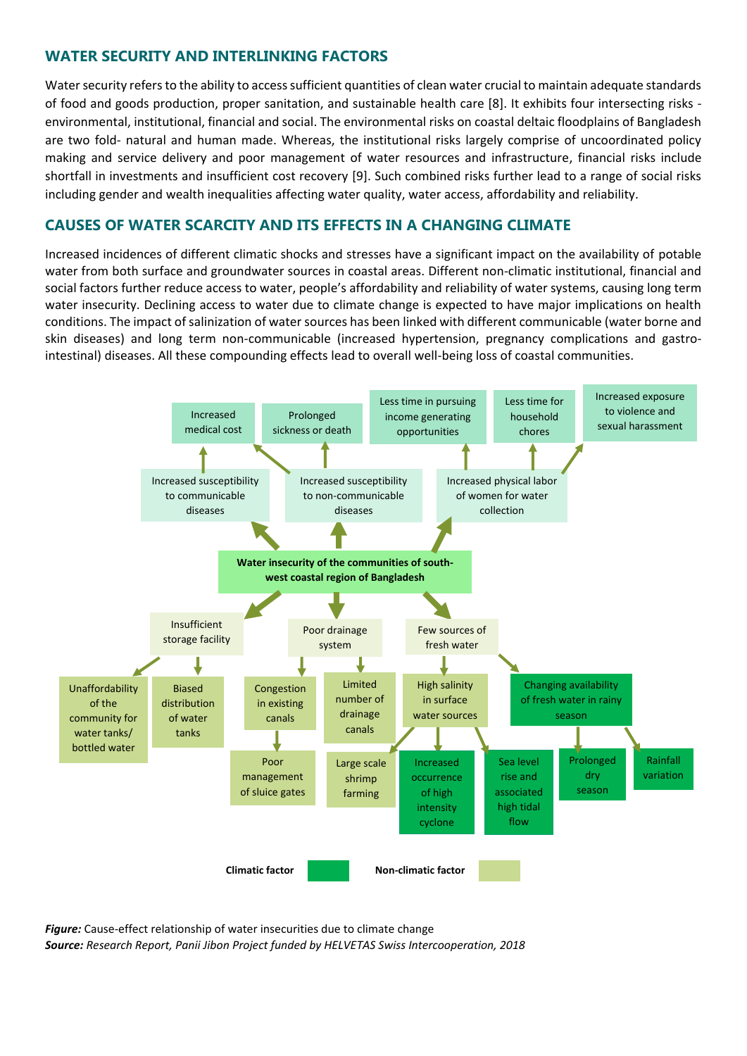## WATER SECURITY AND INTERLINKING FACTORS

Water security refers to the ability to access sufficient quantities of clean water crucial to maintain adequate standards of food and goods production, proper sanitation, and sustainable health care [8]. It exhibits four intersecting risks - environmental, institutional, financial and social. The environmental risks on coastal deltaic floodplains of Bangladesh are two fold- natural and human made. Whereas, the institutional risks largely comprise of uncoordinated policy making and service delivery and poor management of water resources and infrastructure, financial risks include shortfall in investments and insufficient cost recovery [9]. Such combined risks further lead to a range of social risks including gender and wealth inequalities affecting water quality, water access, affordability and reliability.

## CAUSES OF WATER SCARCITY AND ITS EFFECTS IN A CHANGING CLIMATE

Increased incidences of different climatic shocks and stresses have a significant impact on the availability of potable water from both surface and groundwater sources in coastal areas. Different non-climatic institutional, financial and social factors further reduce access to water, people's affordability and reliability of water systems, causing long term water insecurity. Declining access to water due to climate change is expected to have major implications on health conditions. The impact of salinization of water sources has been linked with different communicable (water borne and skin diseases) and long term non-communicable (increased hypertension, pregnancy complications and gastro-intestinal) diseases. All these compounding effects lead to overall well-being loss of coastal communities.

Increased medical cost

Prolonged sickness or death

Less time in pursuing income generating opportunities

Less time for household chores

Increased exposure to violence and sexual harassment

Increased susceptibility to communicable diseases

Increased susceptibility to non-communicable diseases

Increased physical labor of women for water collection

**Water insecurity of the communities of south-west coastal region of Bangladesh**

Insufficient storage facility

Poor drainage system

Few sources of fresh water

Unaffordability of the community for water tanks/ bottled water

Biased distribution of water tanks

Congestion in existing canals

Limited number of drainage canals

High salinity in surface water sources

Changing availability of fresh water in rainy season

Poor management of sluice gates

Large scale shrimp farming

Increased occurrence of high intensity cyclone

Sea level rise and associated high tidal flow

Prolonged dry season

Rainfall variation

**Climatic factor** **Non-climatic factor**

***Figure:*** Cause-effect relationship of water insecurities due to climate change
***Source:*** *Research Report, Panii Jibon Project funded by HELVETAS Swiss Intercooperation, 2018*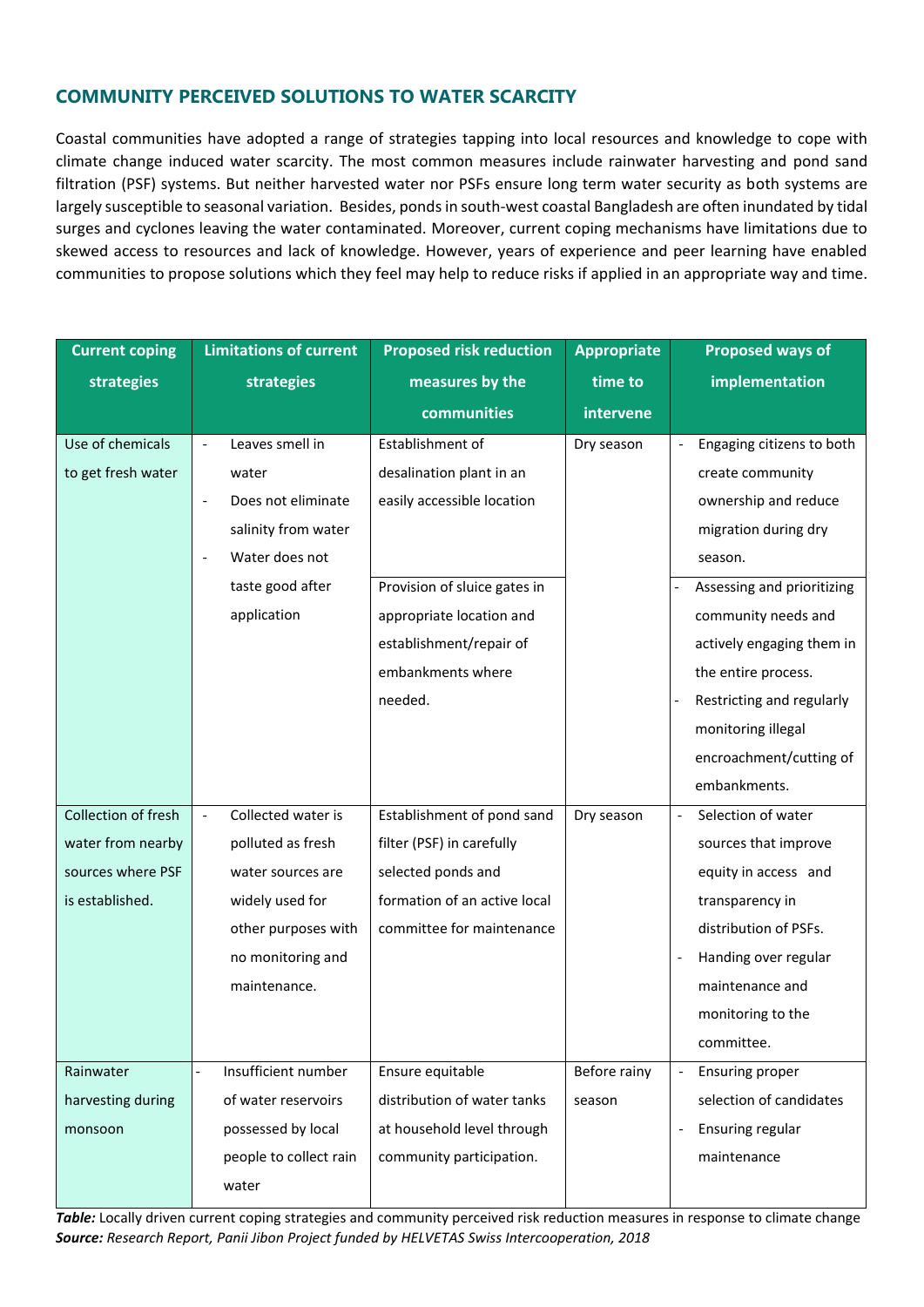## COMMUNITY PERCEIVED SOLUTIONS TO WATER SCARCITY

Coastal communities have adopted a range of strategies tapping into local resources and knowledge to cope with climate change induced water scarcity. The most common measures include rainwater harvesting and pond sand filtration (PSF) systems. But neither harvested water nor PSFs ensure long term water security as both systems are largely susceptible to seasonal variation. Besides, ponds in south-west coastal Bangladesh are often inundated by tidal surges and cyclones leaving the water contaminated. Moreover, current coping mechanisms have limitations due to skewed access to resources and lack of knowledge. However, years of experience and peer learning have enabled communities to propose solutions which they feel may help to reduce risks if applied in an appropriate way and time.

| Current coping strategies | Limitations of current strategies | Proposed risk reduction measures by the communities | Appropriate time to intervene | Proposed ways of implementation |
|---|---|---|---|---|
| Use of chemicals to get fresh water | - Leaves smell in water<br>- Does not eliminate salinity from water<br>- Water does not taste good after application | Establishment of desalination plant in an easily accessible location | Dry season | - Engaging citizens to both create community ownership and reduce migration during dry season. |
| | | Provision of sluice gates in appropriate location and establishment/repair of embankments where needed. | | - Assessing and prioritizing community needs and actively engaging them in the entire process.<br>- Restricting and regularly monitoring illegal encroachment/cutting of embankments. |
| Collection of fresh water from nearby sources where PSF is established. | - Collected water is polluted as fresh water sources are widely used for other purposes with no monitoring and maintenance. | Establishment of pond sand filter (PSF) in carefully selected ponds and formation of an active local committee for maintenance | Dry season | - Selection of water sources that improve equity in access and transparency in distribution of PSFs.<br>- Handing over regular maintenance and monitoring to the committee. |
| Rainwater harvesting during monsoon | - Insufficient number of water reservoirs possessed by local people to collect rain water | Ensure equitable distribution of water tanks at household level through community participation. | Before rainy season | - Ensuring proper selection of candidates<br>- Ensuring regular maintenance |

***Table:*** *Locally driven current coping strategies and community perceived risk reduction measures in response to climate change*
***Source:*** *Research Report, Panii Jibon Project funded by HELVETAS Swiss Intercooperation, 2018*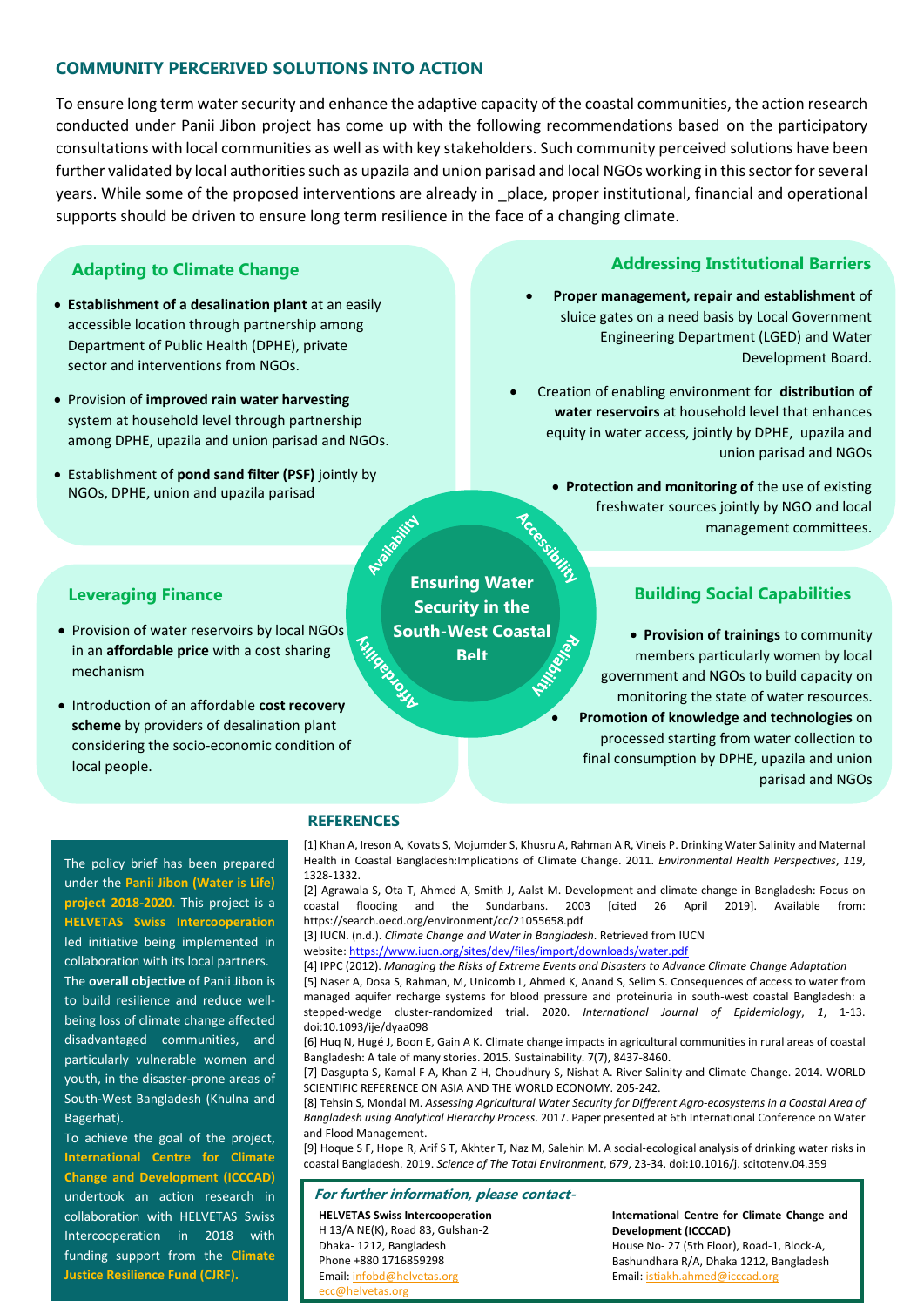## COMMUNITY PERCEIVED SOLUTIONS INTO ACTION

To ensure long term water security and enhance the adaptive capacity of the coastal communities, the action research conducted under Panii Jibon project has come up with the following recommendations based on the participatory consultations with local communities as well as with key stakeholders. Such community perceived solutions have been further validated by local authorities such as upazila and union parisad and local NGOs working in this sector for several years. While some of the proposed interventions are already in _place, proper institutional, financial and operational supports should be driven to ensure long term resilience in the face of a changing climate.

### Adapting to Climate Change

- **Establishment of a desalination plant** at an easily accessible location through partnership among Department of Public Health (DPHE), private sector and interventions from NGOs.
- Provision of **improved rain water harvesting** system at household level through partnership among DPHE, upazila and union parisad and NGOs.
- Establishment of **pond sand filter (PSF)** jointly by NGOs, DPHE, union and upazila parisad

### Addressing Institutional Barriers

- **Proper management, repair and establishment** of sluice gates on a need basis by Local Government Engineering Department (LGED) and Water Development Board.
- Creation of enabling environment for **distribution of water reservoirs** at household level that enhances equity in water access, jointly by DPHE, upazila and union parisad and NGOs
- **Protection and monitoring of** the use of existing freshwater sources jointly by NGO and local management committees.

Ensuring Water Security in the South-West Coastal Belt

Availability

Accessibility

Affordability

Reliability

### Leveraging Finance

- Provision of water reservoirs by local NGOs in an **affordable price** with a cost sharing mechanism
- Introduction of an affordable **cost recovery scheme** by providers of desalination plant considering the socio-economic condition of local people.

### Building Social Capabilities

- **Provision of trainings** to community members particularly women by local government and NGOs to build capacity on monitoring the state of water resources.
- **Promotion of knowledge and technologies** on processed starting from water collection to final consumption by DPHE, upazila and union parisad and NGOs

The policy brief has been prepared under the **Panii Jibon (Water is Life) project 2018-2020**. This project is a **HELVETAS Swiss Intercooperation** led initiative being implemented in collaboration with its local partners. The **overall objective** of Panii Jibon is to build resilience and reduce well-being loss of climate change affected disadvantaged communities, and particularly vulnerable women and youth, in the disaster-prone areas of South-West Bangladesh (Khulna and Bagerhat).

To achieve the goal of the project, **International Centre for Climate Change and Development (ICCCAD)** undertook an action research in collaboration with HELVETAS Swiss Intercooperation in 2018 with funding support from the **Climate Justice Resilience Fund (CJRF).**

## REFERENCES

[1] Khan A, Ireson A, Kovats S, Mojumder S, Khusru A, Rahman A R, Vineis P. Drinking Water Salinity and Maternal Health in Coastal Bangladesh:Implications of Climate Change. 2011. *Environmental Health Perspectives*, *119*, 1328-1332.

[2] Agrawala S, Ota T, Ahmed A, Smith J, Aalst M. Development and climate change in Bangladesh: Focus on coastal flooding and the Sundarbans. 2003 [cited 26 April 2019]. Available from: https://search.oecd.org/environment/cc/21055658.pdf

[3] IUCN. (n.d.). *Climate Change and Water in Bangladesh*. Retrieved from IUCN website: https://www.iucn.org/sites/dev/files/import/downloads/water.pdf

[4] IPPC (2012). *Managing the Risks of Extreme Events and Disasters to Advance Climate Change Adaptation*

[5] Naser A, Dosa S, Rahman, M, Unicomb L, Ahmed K, Anand S, Selim S. Consequences of access to water from managed aquifer recharge systems for blood pressure and proteinuria in south-west coastal Bangladesh: a stepped-wedge cluster-randomized trial. 2020. *International Journal of Epidemiology*, *1*, 1-13. doi:10.1093/ije/dyaa098

[6] Huq N, Hugé J, Boon E, Gain A K. Climate change impacts in agricultural communities in rural areas of coastal Bangladesh: A tale of many stories. 2015. Sustainability. 7(7), 8437-8460.

[7] Dasgupta S, Kamal F A, Khan Z H, Choudhury S, Nishat A. River Salinity and Climate Change. 2014. WORLD SCIENTIFIC REFERENCE ON ASIA AND THE WORLD ECONOMY. 205-242.

[8] Tehsin S, Mondal M. *Assessing Agricultural Water Security for Different Agro-ecosystems in a Coastal Area of Bangladesh using Analytical Hierarchy Process*. 2017. Paper presented at 6th International Conference on Water and Flood Management.

[9] Hoque S F, Hope R, Arif S T, Akhter T, Naz M, Salehin M. A social-ecological analysis of drinking water risks in coastal Bangladesh. 2019. *Science of The Total Environment*, *679*, 23-34. doi:10.1016/j. scitotenv.04.359

***For further information, please contact-***

**HELVETAS Swiss Intercooperation**
H 13/A NE(K), Road 83, Gulshan-2
Dhaka- 1212, Bangladesh
Phone +880 1716859298
Email: infobd@helvetas.org
ecc@helvetas.org

**International Centre for Climate Change and Development (ICCCAD)**
House No- 27 (5th Floor), Road-1, Block-A,
Bashundhara R/A, Dhaka 1212, Bangladesh
Email: istiakh.ahmed@icccad.org